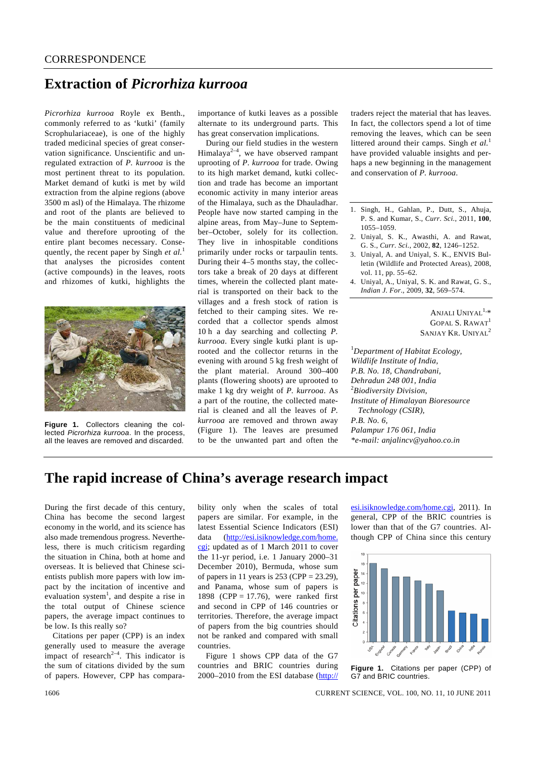CORRESPONDENCE

# Extraction of *Picrorhiza kurrooa*

*Picrorhiza kurrooa* Royle ex Benth., commonly referred to as 'kutki' (family Scrophulariaceae), is one of the highly traded medicinal species of great conservation significance. Unscientific and unregulated extraction of *P. kurrooa* is the most pertinent threat to its population. Market demand of kutki is met by wild extraction from the alpine regions (above 3500 m asl) of the Himalaya. The rhizome and root of the plants are believed to be the main constituents of medicinal value and therefore uprooting of the entire plant becomes necessary. Consequently, the recent paper by Singh *et al.*[1] that analyses the picrosides content (active compounds) in the leaves, roots and rhizomes of kutki, highlights the importance of kutki leaves as a possible alternate to its underground parts. This has great conservation implications.

Figure 1. Collectors cleaning the collected *Picrorhiza kurrooa*. In the process, all the leaves are removed and discarded.

During our field studies in the western Himalaya[2–4], we have observed rampant uprooting of *P. kurrooa* for trade. Owing to its high market demand, kutki collection and trade has become an important economic activity in many interior areas of the Himalaya, such as the Dhauladhar. People have now started camping in the alpine areas, from May–June to September–October, solely for its collection. They live in inhospitable conditions primarily under rocks or tarpaulin tents. During their 4–5 months stay, the collectors take a break of 20 days at different times, wherein the collected plant material is transported on their back to the villages and a fresh stock of ration is fetched to their camping sites. We recorded that a collector spends almost 10 h a day searching and collecting *P. kurrooa*. Every single kutki plant is uprooted and the collector returns in the evening with around 5 kg fresh weight of the plant material. Around 300–400 plants (flowering shoots) are uprooted to make 1 kg dry weight of *P. kurrooa*. As a part of the routine, the collected material is cleaned and all the leaves of *P. kurrooa* are removed and thrown away (Figure 1). The leaves are presumed to be the unwanted part and often the traders reject the material that has leaves. In fact, the collectors spend a lot of time removing the leaves, which can be seen littered around their camps. Singh *et al.*[1] have provided valuable insights and perhaps a new beginning in the management and conservation of *P. kurrooa*.

1. Singh, H., Gahlan, P., Dutt, S., Ahuja, P. S. and Kumar, S., *Curr. Sci.*, 2011, **100**, 1055–1059.
2. Uniyal, S. K., Awasthi, A. and Rawat, G. S., *Curr. Sci.*, 2002, **82**, 1246–1252.
3. Uniyal, A. and Uniyal, S. K., ENVIS Bulletin (Wildlife and Protected Areas), 2008, vol. 11, pp. 55–62.
4. Uniyal, A., Uniyal, S. K. and Rawat, G. S., *Indian J. For.*, 2009, **32**, 569–574.

ANJALI UNIYAL[1,*]
GOPAL S. RAWAT[1]
SANJAY KR. UNIYAL[2]

[1]*Department of Habitat Ecology, Wildlife Institute of India, P.B. No. 18, Chandrabani, Dehradun 248 001, India*
[2]*Biodiversity Division, Institute of Himalayan Bioresource Technology (CSIR), P.B. No. 6, Palampur 176 061, India*
*\*e-mail: anjalincv@yahoo.co.in*

# The rapid increase of China's average research impact

During the first decade of this century, China has become the second largest economy in the world, and its science has also made tremendous progress. Nevertheless, there is much criticism regarding the situation in China, both at home and overseas. It is believed that Chinese scientists publish more papers with low impact by the incitation of incentive and evaluation system[1], and despite a rise in the total output of Chinese science papers, the average impact continues to be low. Is this really so?

Citations per paper (CPP) is an index generally used to measure the average impact of research[2–4]. This indicator is the sum of citations divided by the sum of papers. However, CPP has comparability only when the scales of total papers are similar. For example, in the latest Essential Science Indicators (ESI) data (http://esi.isiknowledge.com/home.cgi; updated as of 1 March 2011 to cover the 11-yr period, i.e. 1 January 2000–31 December 2010), Bermuda, whose sum of papers in 11 years is 253 (CPP = 23.29), and Panama, whose sum of papers is 1898 (CPP = 17.76), were ranked first and second in CPP of 146 countries or territories. Therefore, the average impact of papers from the big countries should not be ranked and compared with small countries.

Figure 1 shows CPP data of the G7 countries and BRIC countries during 2000–2010 from the ESI database (http://esi.isiknowledge.com/home.cgi, 2011). In general, CPP of the BRIC countries is lower than that of the G7 countries. Although CPP of China since this century

Citations per paper
18
16
14
12
10
8
6
4
2
0
USA England Canada Germany France Italy Japan Brazil China India Russia

Figure 1. Citations per paper (CPP) of G7 and BRIC countries.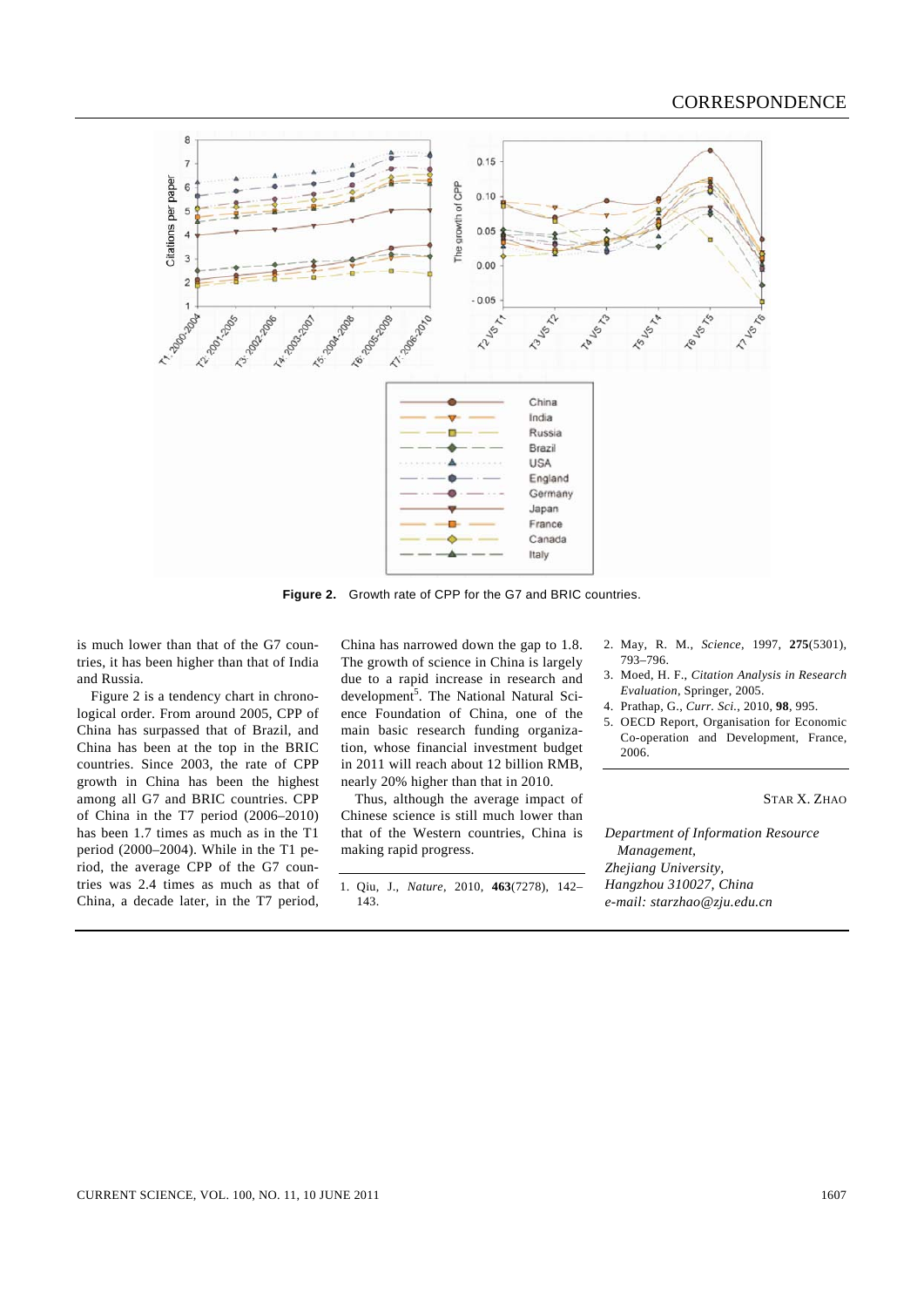Citations per paper

8
7
6
5
4
3
2
1

T1: 2000-2004
T2: 2001-2005
T3: 2002-2006
T4: 2003-2007
T5: 2004-2008
T6: 2005-2009
T7: 2006-2010

The growth of CPP

0.15
0.10
0.05
0.00
- 0.05

T2 VS T1
T3 VS T2
T4 VS T3
T5 VS T4
T6 VS T5
T7 VS T6

China
India
Russia
Brazil
USA
England
Germany
Japan
France
Canada
Italy

**Figure 2.** Growth rate of CPP for the G7 and BRIC countries.

is much lower than that of the G7 countries, it has been higher than that of India and Russia.

Figure 2 is a tendency chart in chronological order. From around 2005, CPP of China has surpassed that of Brazil, and China has been at the top in the BRIC countries. Since 2003, the rate of CPP growth in China has been the highest among all G7 and BRIC countries. CPP of China in the T7 period (2006–2010) has been 1.7 times as much as in the T1 period (2000–2004). While in the T1 period, the average CPP of the G7 countries was 2.4 times as much as that of China, a decade later, in the T7 period, China has narrowed down the gap to 1.8. The growth of science in China is largely due to a rapid increase in research and development[5]. The National Natural Science Foundation of China, one of the main basic research funding organization, whose financial investment budget in 2011 will reach about 12 billion RMB, nearly 20% higher than that in 2010.

Thus, although the average impact of Chinese science is still much lower than that of the Western countries, China is making rapid progress.

1. Qiu, J., *Nature*, 2010, **463**(7278), 142–143.
2. May, R. M., *Science*, 1997, **275**(5301), 793–796.
3. Moed, H. F., *Citation Analysis in Research Evaluation*, Springer, 2005.
4. Prathap, G., *Curr. Sci.*, 2010, **98**, 995.
5. OECD Report, Organisation for Economic Co-operation and Development, France, 2006.

STAR X. ZHAO

*Department of Information Resource Management,*
*Zhejiang University,*
*Hangzhou 310027, China*
*e-mail: starzhao@zju.edu.cn*